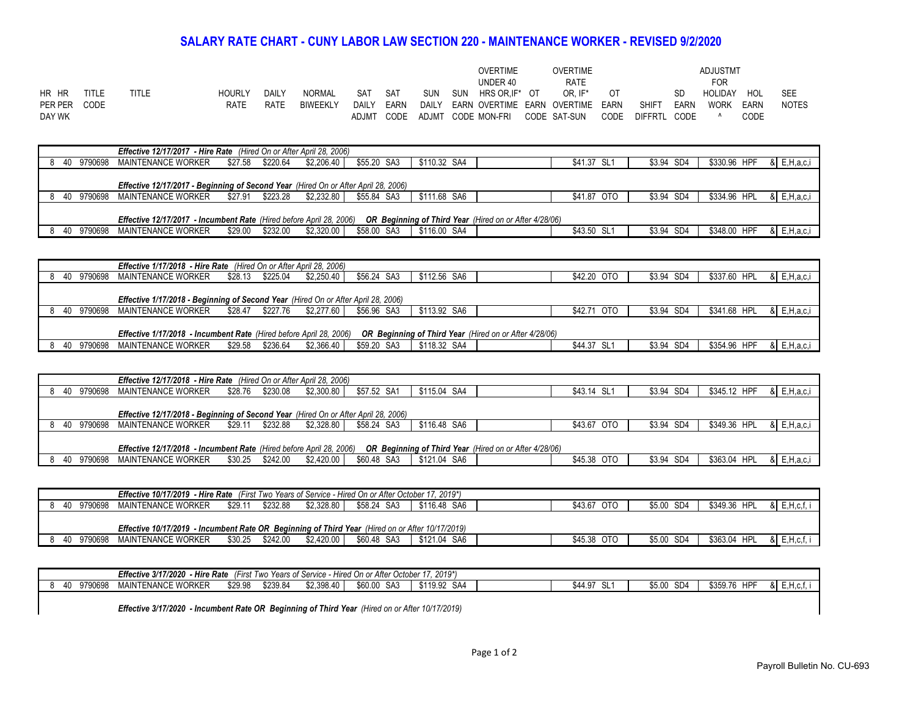# SALARY RATE CHART - CUNY LABOR LAW SECTION 220 - MAINTENANCE WORKER - REVISED 9/2/2020

| HR PER DAY | HR PER WK | TITLE CODE | TITLE | HOURLY RATE | DAILY RATE | NORMAL BIWEEKLY | SAT DAILY ADJMT | SAT EARN CODE | SUN DAILY ADJMT | SUN EARN CODE | OVERTIME UNDER 40 HRS OR, IF* MON-FRI | OT EARN CODE | OVERTIME RATE OR, IF* OVERTIME SAT-SUN | OT EARN CODE | SHIFT DIFFRTL | SD EARN CODE | ADJUSTMT FOR HOLIDAY WORK ^ | HOL EARN CODE | SEE NOTES |
|---|---|---|---|---|---|---|---|---|---|---|---|---|---|---|---|---|---|---|---|
| | | | ***Effective 12/17/2017 - Hire Rate*** *(Hired On or After April 28, 2006)* | | | | | | | | | | | | | | | | |
| 8 | 40 | 9790698 | MAINTENANCE WORKER | $27.58 | $220.64 | $2,206.40 | $55.20 | SA3 | $110.32 | SA4 | | | $41.37 | SL1 | $3.94 | SD4 | $330.96 | HPF | & E,H,a,c,i |
| | | | ***Effective 12/17/2017 - Beginning of Second Year*** *(Hired On or After April 28, 2006)* | | | | | | | | | | | | | | | | |
| 8 | 40 | 9790698 | MAINTENANCE WORKER | $27.91 | $223.28 | $2,232.80 | $55.84 | SA3 | $111.68 | SA6 | | | $41.87 | OTO | $3.94 | SD4 | $334.96 | HPL | & E,H,a,c,i |
| | | | ***Effective 12/17/2017 - Incumbent Rate*** *(Hired before April 28, 2006)* ***OR Beginning of Third Year*** *(Hired on or After 4/28/06)* | | | | | | | | | | | | | | | | |
| 8 | 40 | 9790698 | MAINTENANCE WORKER | $29.00 | $232.00 | $2,320.00 | $58.00 | SA3 | $116.00 | SA4 | | | $43.50 | SL1 | $3.94 | SD4 | $348.00 | HPF | & E,H,a,c,i |
| | | | ***Effective 1/17/2018 - Hire Rate*** *(Hired On or After April 28, 2006)* | | | | | | | | | | | | | | | | |
| 8 | 40 | 9790698 | MAINTENANCE WORKER | $28.13 | $225.04 | $2,250.40 | $56.24 | SA3 | $112.56 | SA6 | | | $42.20 | OTO | $3.94 | SD4 | $337.60 | HPL | & E,H,a,c,i |
| | | | ***Effective 1/17/2018 - Beginning of Second Year*** *(Hired On or After April 28, 2006)* | | | | | | | | | | | | | | | | |
| 8 | 40 | 9790698 | MAINTENANCE WORKER | $28.47 | $227.76 | $2,277.60 | $56.96 | SA3 | $113.92 | SA6 | | | $42.71 | OTO | $3.94 | SD4 | $341.68 | HPL | & E,H,a,c,i |
| | | | ***Effective 1/17/2018 - Incumbent Rate*** *(Hired before April 28, 2006)* ***OR Beginning of Third Year*** *(Hired on or After 4/28/06)* | | | | | | | | | | | | | | | | |
| 8 | 40 | 9790698 | MAINTENANCE WORKER | $29.58 | $236.64 | $2,366.40 | $59.20 | SA3 | $118.32 | SA4 | | | $44.37 | SL1 | $3.94 | SD4 | $354.96 | HPF | & E,H,a,c,i |
| | | | ***Effective 12/17/2018 - Hire Rate*** *(Hired On or After April 28, 2006)* | | | | | | | | | | | | | | | | |
| 8 | 40 | 9790698 | MAINTENANCE WORKER | $28.76 | $230.08 | $2,300.80 | $57.52 | SA1 | $115.04 | SA4 | | | $43.14 | SL1 | $3.94 | SD4 | $345.12 | HPF | & E,H,a,c,i |
| | | | ***Effective 12/17/2018 - Beginning of Second Year*** *(Hired On or After April 28, 2006)* | | | | | | | | | | | | | | | | |
| 8 | 40 | 9790698 | MAINTENANCE WORKER | $29.11 | $232.88 | $2,328.80 | $58.24 | SA3 | $116.48 | SA6 | | | $43.67 | OTO | $3.94 | SD4 | $349.36 | HPL | & E,H,a,c,i |
| | | | ***Effective 12/17/2018 - Incumbent Rate*** *(Hired before April 28, 2006)* ***OR Beginning of Third Year*** *(Hired on or After 4/28/06)* | | | | | | | | | | | | | | | | |
| 8 | 40 | 9790698 | MAINTENANCE WORKER | $30.25 | $242.00 | $2,420.00 | $60.48 | SA3 | $121.04 | SA6 | | | $45.38 | OTO | $3.94 | SD4 | $363.04 | HPL | & E,H,a,c,i |
| | | | ***Effective 10/17/2019 - Hire Rate*** *(First Two Years of Service - Hired On or After October 17, 2019\*)* | | | | | | | | | | | | | | | | |
| 8 | 40 | 9790698 | MAINTENANCE WORKER | $29.11 | $232.88 | $2,328.80 | $58.24 | SA3 | $116.48 | SA6 | | | $43.67 | OTO | $5.00 | SD4 | $349.36 | HPL | & E,H,c,f, i |
| | | | ***Effective 10/17/2019 - Incumbent Rate OR Beginning of Third Year*** *(Hired on or After 10/17/2019)* | | | | | | | | | | | | | | | | |
| 8 | 40 | 9790698 | MAINTENANCE WORKER | $30.25 | $242.00 | $2,420.00 | $60.48 | SA3 | $121.04 | SA6 | | | $45.38 | OTO | $5.00 | SD4 | $363.04 | HPL | & E,H,c,f, i |
| | | | ***Effective 3/17/2020 - Hire Rate*** *(First Two Years of Service - Hired On or After October 17, 2019\*)* | | | | | | | | | | | | | | | | |
| 8 | 40 | 9790698 | MAINTENANCE WORKER | $29.98 | $239.84 | $2,398.40 | $60.00 | SA3 | $119.92 | SA4 | | | $44.97 | SL1 | $5.00 | SD4 | $359.76 | HPF | & E,H,c,f, i |
| | | | ***Effective 3/17/2020 - Incumbent Rate OR Beginning of Third Year*** *(Hired on or After 10/17/2019)* | | | | | | | | | | | | | | | | |

Payroll Bulletin No. CU-693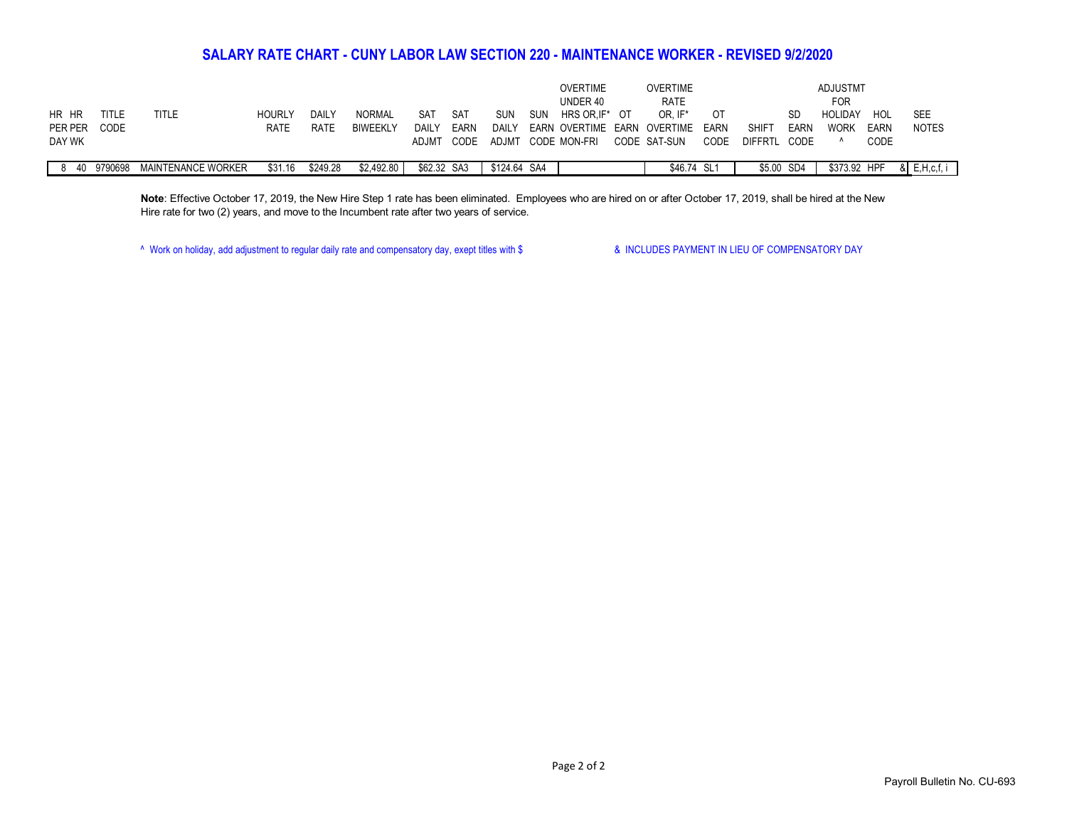## SALARY RATE CHART - CUNY LABOR LAW SECTION 220 - MAINTENANCE WORKER - REVISED 9/2/2020

| HR PER DAY | HR PER WK | TITLE CODE | TITLE | HOURLY RATE | DAILY RATE | NORMAL BIWEEKLY | SAT DAILY ADJMT | SAT EARN CODE | SUN DAILY ADJMT | SUN EARN CODE | OVERTIME UNDER 40 HRS OR,IF* OVERTIME MON-FRI | OT EARN CODE | OVERTIME RATE OR, IF* OVERTIME SAT-SUN | OT EARN CODE | SHIFT DIFFRTL | SD EARN CODE | ADJUSTMT FOR HOLIDAY WORK ^ | HOL EARN CODE | | SEE NOTES |
|---|---|---|---|---|---|---|---|---|---|---|---|---|---|---|---|---|---|---|---|---|
| 8 | 40 | 9790698 | MAINTENANCE WORKER | $31.16 | $249.28 | $2,492.80 | $62.32 | SA3 | $124.64 | SA4 | | | $46.74 | SL1 | $5.00 | SD4 | $373.92 | HPF | & | E,H,c,f, i |

**Note**: Effective October 17, 2019, the New Hire Step 1 rate has been eliminated. Employees who are hired on or after October 17, 2019, shall be hired at the New Hire rate for two (2) years, and move to the Incumbent rate after two years of service.

^ Work on holiday, add adjustment to regular daily rate and compensatory day, exept titles with $

& INCLUDES PAYMENT IN LIEU OF COMPENSATORY DAY

Payroll Bulletin No. CU-693